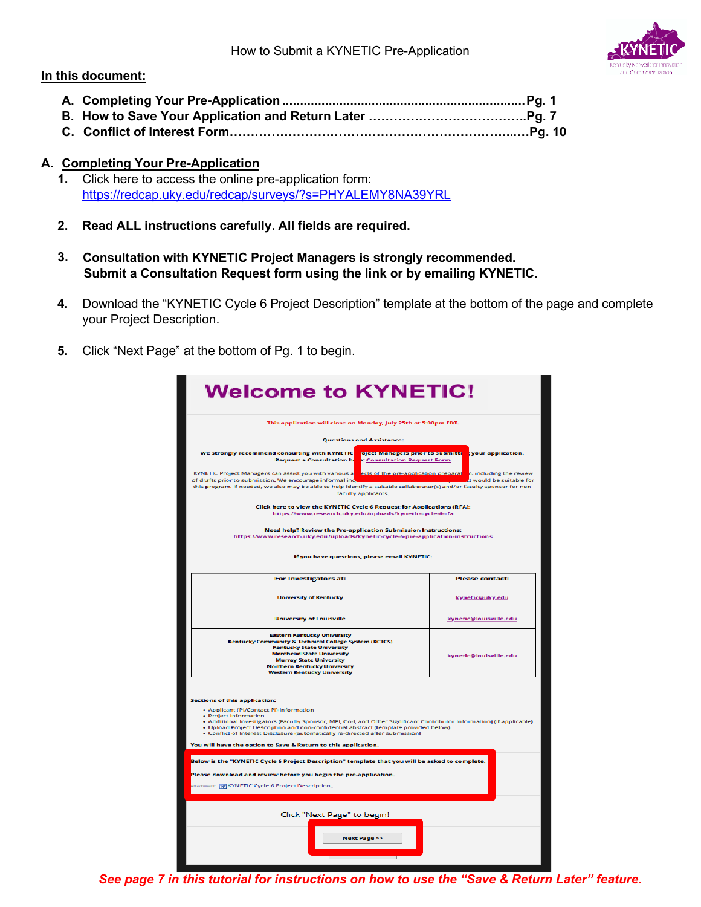How to Submit a KYNETIC Pre-Application

KYNETIC
Kentucky Network for Innovation and Commercialization

**In this document:**

A. **Completing Your Pre-Application .................................................................. Pg. 1**
B. **How to Save Your Application and Return Later ……………………………….. Pg. 7**
C. **Conflict of Interest Form………………………………………………………….…Pg. 10**

## A. Completing Your Pre-Application

1. Click here to access the online pre-application form: https://redcap.uky.edu/redcap/surveys/?s=PHYALEMY8NA39YRL

2. **Read ALL instructions carefully. All fields are required.**

3. **Consultation with KYNETIC Project Managers is strongly recommended. Submit a Consultation Request form using the link or by emailing KYNETIC.**

4. Download the "KYNETIC Cycle 6 Project Description" template at the bottom of the page and complete your Project Description.

5. Click "Next Page" at the bottom of Pg. 1 to begin.

**Welcome to KYNETIC!**

This application will close on Monday, July 25th at 5:00pm EDT.

Questions and Assistance:

We strongly recommend consulting with KYNETIC Project Managers prior to submitting your application.
Request a Consultation here: Consultation Request Form

KYNETIC Project Managers can assist you with various aspects of the pre-application preparation, including the review of drafts prior to submission. We encourage informal inquiries ... it would be suitable for this program. If needed, we also may be able to help identify a suitable collaborator(s) and/or faculty sponsor for non-faculty applicants.

Click here to view the KYNETIC Cycle 6 Request for Applications (RFA):
https://www.research.uky.edu/uploads/kynetic-cycle-6-rfa

Need help? Review the Pre-application Submission Instructions:
https://www.research.uky.edu/uploads/kynetic-cycle-6-pre-application-instructions

If you have questions, please email KYNETIC:

| For Investigators at: | Please contact: |
|---|---|
| University of Kentucky | kynetic@uky.edu |
| University of Louisville | kynetic@louisville.edu |
| Eastern Kentucky University<br>Kentucky Community & Technical College System (KCTCS)<br>Kentucky State University<br>Morehead State University<br>Murray State University<br>Northern Kentucky University<br>Western Kentucky University | kynetic@louisville.edu |

Sections of this application:

- Applicant (PI/Contact PI) Information
- Project Information
- Additional Investigators (Faculty Sponsor, MPI, Co-I, and Other Significant Contributor Information) (if applicable)
- Upload Project Description and non-confidential abstract (template provided below)
- Conflict of Interest Disclosure (automatically re-directed after submission)

You will have the option to Save & Return to this application.

Below is the "KYNETIC Cycle 6 Project Description" template that you will be asked to complete.

Please download and review before you begin the pre-application.

Attachment: KYNETIC Cycle 6 Project Description

Click "Next Page" to begin!

Next Page >>

***See page 7 in this tutorial for instructions on how to use the "Save & Return Later" feature.***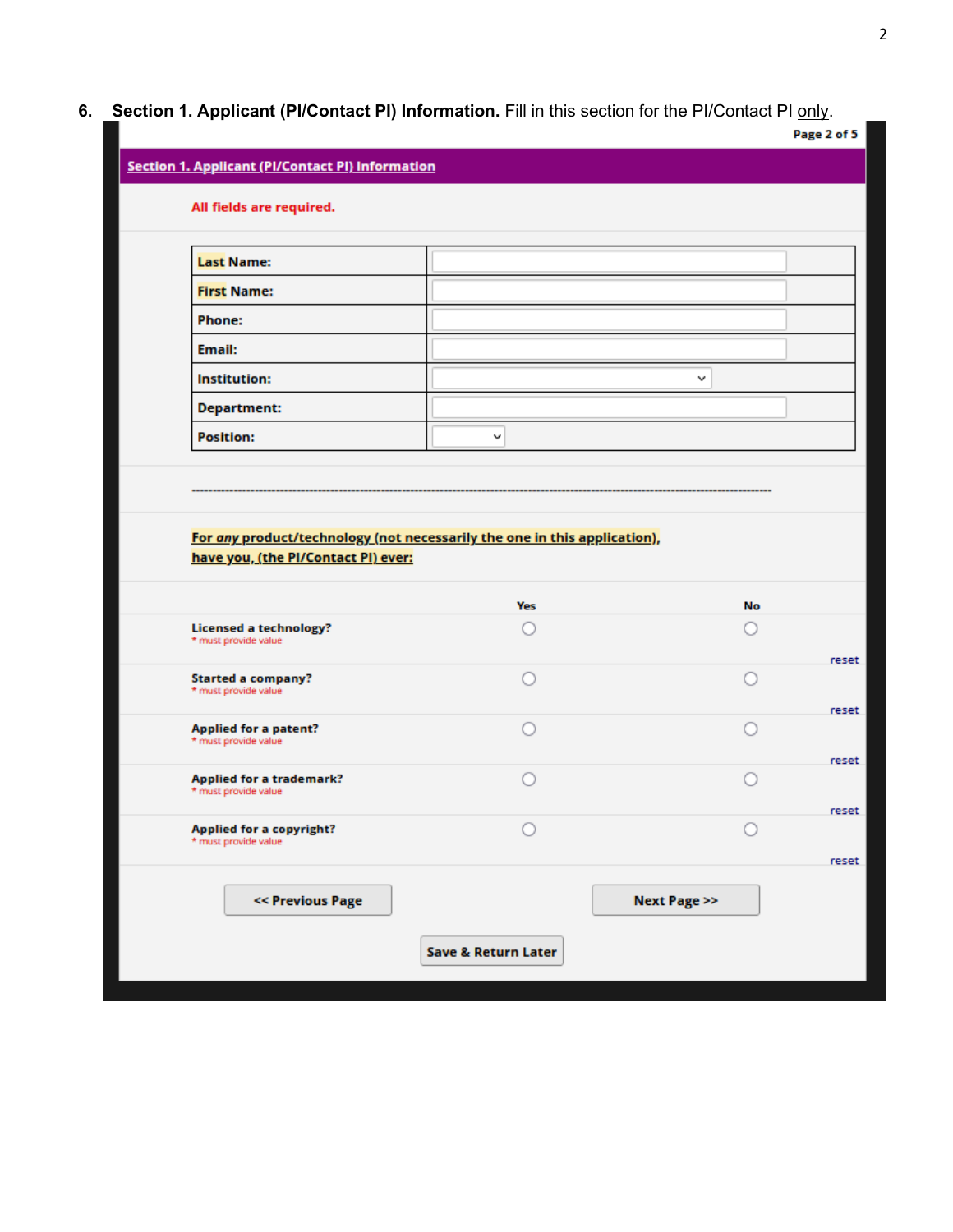6. **Section 1. Applicant (PI/Contact PI) Information.** Fill in this section for the PI/Contact PI only.

Page 2 of 5

**Section 1. Applicant (PI/Contact PI) Information**

All fields are required.

| | |
|---|---|
| **Last Name:** | |
| **First Name:** | |
| **Phone:** | |
| **Email:** | |
| **Institution:** | |
| **Department:** | |
| **Position:** | |

---

**For *any* product/technology (not necessarily the one in this application), have you, (the PI/Contact PI) ever:**

| | Yes | No | |
|---|---|---|---|
| **Licensed a technology?** * must provide value | ○ | ○ | reset |
| **Started a company?** * must provide value | ○ | ○ | reset |
| **Applied for a patent?** * must provide value | ○ | ○ | reset |
| **Applied for a trademark?** * must provide value | ○ | ○ | reset |
| **Applied for a copyright?** * must provide value | ○ | ○ | reset |

<< Previous Page | Next Page >>

Save & Return Later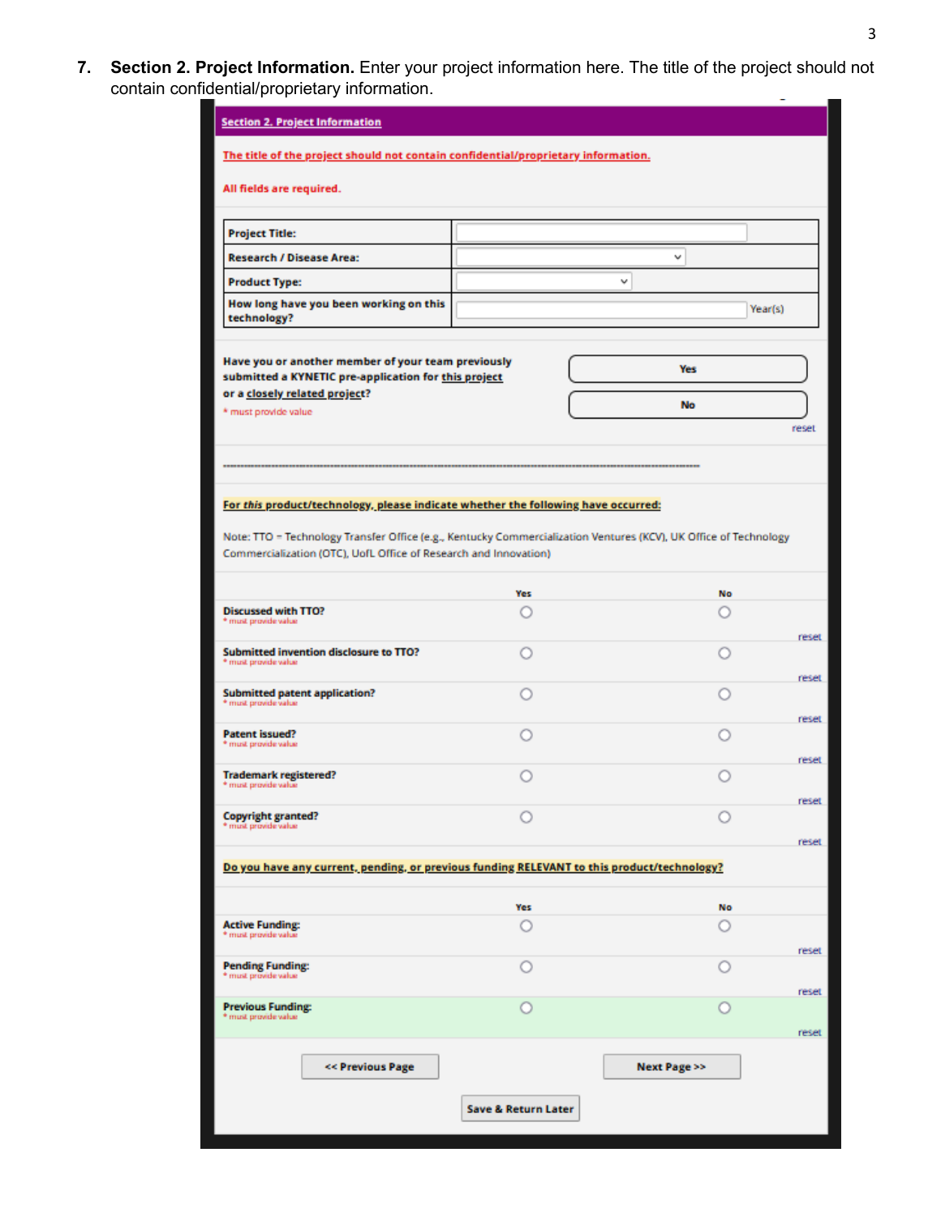7. **Section 2. Project Information.** Enter your project information here. The title of the project should not contain confidential/proprietary information.

**Section 2. Project Information**

**The title of the project should not contain confidential/proprietary information.**

**All fields are required.**

| | |
|---|---|
| **Project Title:** | |
| **Research / Disease Area:** | |
| **Product Type:** | |
| **How long have you been working on this technology?** | Year(s) |

**Have you or another member of your team previously submitted a KYNETIC pre-application for this project or a closely related project?**
* must provide value

Yes

No

reset

**For *this* product/technology, please indicate whether the following have occurred:**

Note: TTO = Technology Transfer Office (e.g., Kentucky Commercialization Ventures (KCV), UK Office of Technology Commercialization (OTC), UofL Office of Research and Innovation)

| | Yes | No | |
|---|---|---|---|
| **Discussed with TTO?** * must provide value | ○ | ○ | reset |
| **Submitted invention disclosure to TTO?** * must provide value | ○ | ○ | reset |
| **Submitted patent application?** * must provide value | ○ | ○ | reset |
| **Patent issued?** * must provide value | ○ | ○ | reset |
| **Trademark registered?** * must provide value | ○ | ○ | reset |
| **Copyright granted?** * must provide value | ○ | ○ | reset |

**Do you have any current, pending, or previous funding RELEVANT to this product/technology?**

| | Yes | No | |
|---|---|---|---|
| **Active Funding:** * must provide value | ○ | ○ | reset |
| **Pending Funding:** * must provide value | ○ | ○ | reset |
| **Previous Funding:** * must provide value | ○ | ○ | reset |

<< Previous Page

Next Page >>

Save & Return Later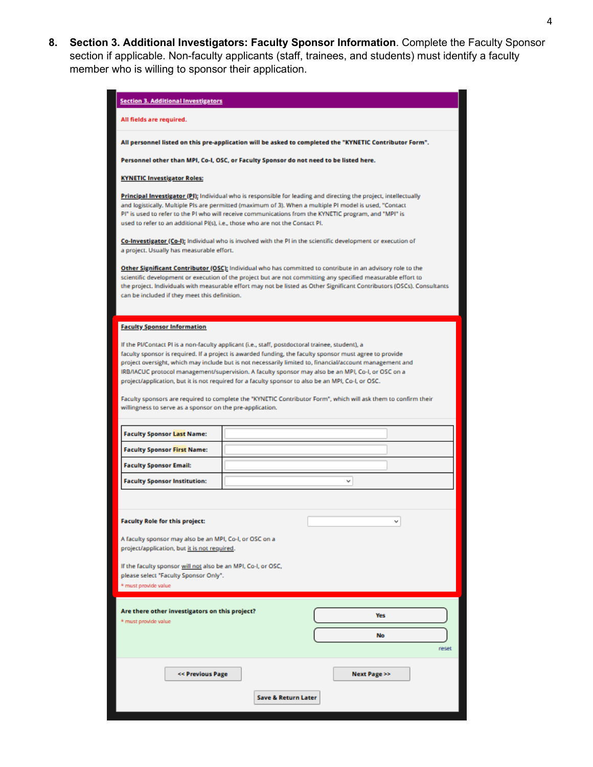8. **Section 3. Additional Investigators: Faculty Sponsor Information**. Complete the Faculty Sponsor section if applicable. Non-faculty applicants (staff, trainees, and students) must identify a faculty member who is willing to sponsor their application.

**Section 3. Additional Investigators**

**All fields are required.**

**All personnel listed on this pre-application will be asked to completed the "KYNETIC Contributor Form".**

**Personnel other than MPI, Co-I, OSC, or Faculty Sponsor do not need to be listed here.**

**KYNETIC Investigator Roles:**

**Principal Investigator (PI):** Individual who is responsible for leading and directing the project, intellectually and logistically. Multiple PIs are permitted (maximum of 3). When a multiple PI model is used, "Contact PI" is used to refer to the PI who will receive communications from the KYNETIC program, and "MPI" is used to refer to an additional PI(s), i.e., those who are not the Contact PI.

**Co-Investigator (Co-I):** Individual who is involved with the PI in the scientific development or execution of a project. Usually has measurable effort.

**Other Significant Contributor (OSC):** Individual who has committed to contribute in an advisory role to the scientific development or execution of the project but are not committing any specified measurable effort to the project. Individuals with measurable effort may not be listed as Other Significant Contributors (OSCs). Consultants can be included if they meet this definition.

**Faculty Sponsor Information**

If the PI/Contact PI is a non-faculty applicant (i.e., staff, postdoctoral trainee, student), a faculty sponsor is required. If a project is awarded funding, the faculty sponsor must agree to provide project oversight, which may include but is not necessarily limited to, financial/account management and IRB/IACUC protocol management/supervision. A faculty sponsor may also be an MPI, Co-I, or OSC on a project/application, but it is not required for a faculty sponsor to also be an MPI, Co-I, or OSC.

Faculty sponsors are required to complete the "KYNETIC Contributor Form", which will ask them to confirm their willingness to serve as a sponsor on the pre-application.

| | |
|---|---|
| **Faculty Sponsor Last Name:** | |
| **Faculty Sponsor First Name:** | |
| **Faculty Sponsor Email:** | |
| **Faculty Sponsor Institution:** | |

**Faculty Role for this project:**

A faculty sponsor may also be an MPI, Co-I, or OSC on a project/application, but it is not required.

If the faculty sponsor will not also be an MPI, Co-I, or OSC, please select "Faculty Sponsor Only".

\* must provide value

**Are there other investigators on this project?**

\* must provide value

Yes

No

reset

<< Previous Page

Next Page >>

Save & Return Later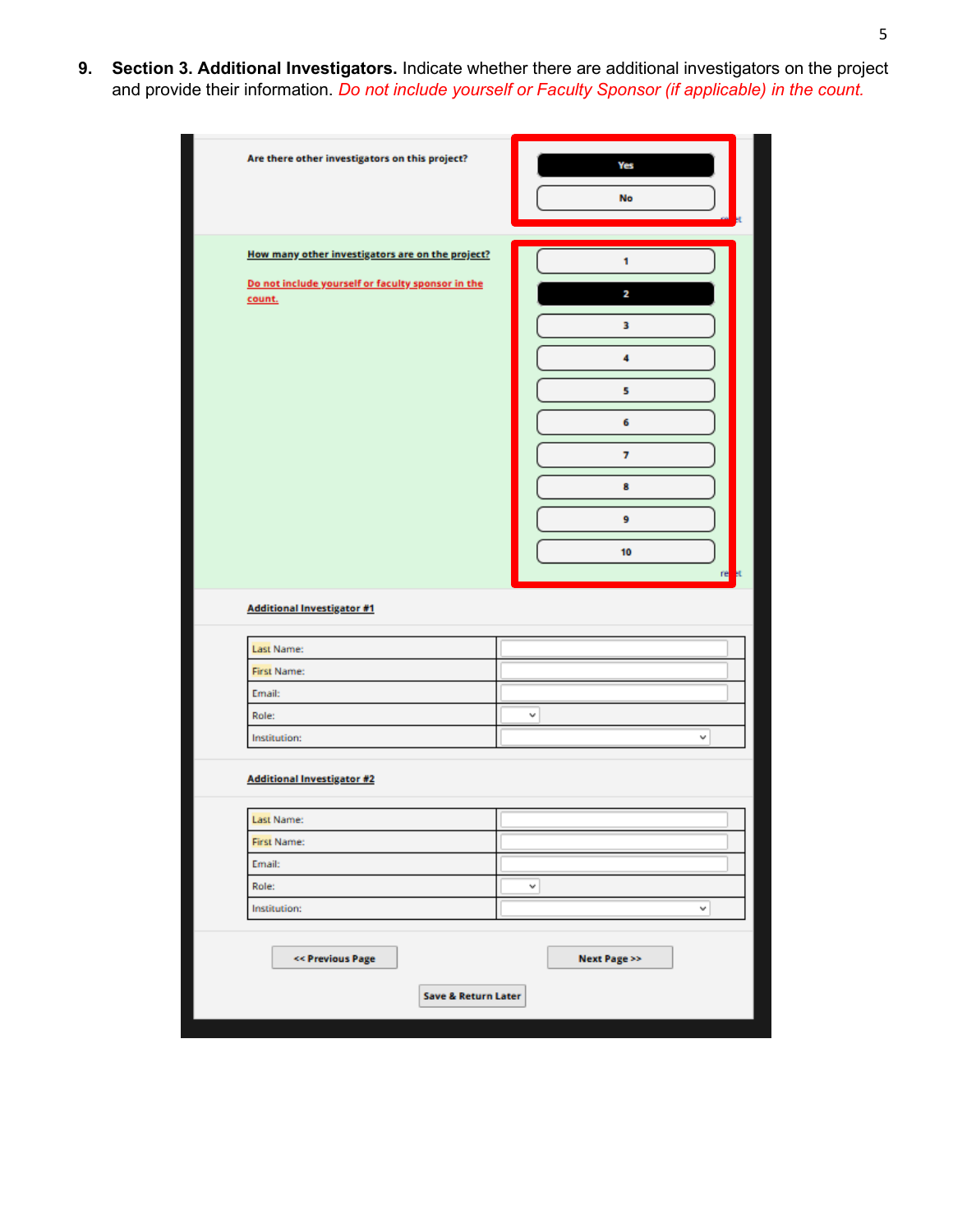9. **Section 3. Additional Investigators.** Indicate whether there are additional investigators on the project and provide their information. *Do not include yourself or Faculty Sponsor (if applicable) in the count.*

Are there other investigators on this project?

Yes

No

reset

How many other investigators are on the project?

Do not include yourself or faculty sponsor in the count.

1

2

3

4

5

6

7

8

9

10

reset

Additional Investigator #1

| | |
|---|---|
| Last Name: | |
| First Name: | |
| Email: | |
| Role: | |
| Institution: | |

Additional Investigator #2

| | |
|---|---|
| Last Name: | |
| First Name: | |
| Email: | |
| Role: | |
| Institution: | |

<< Previous Page

Next Page >>

Save & Return Later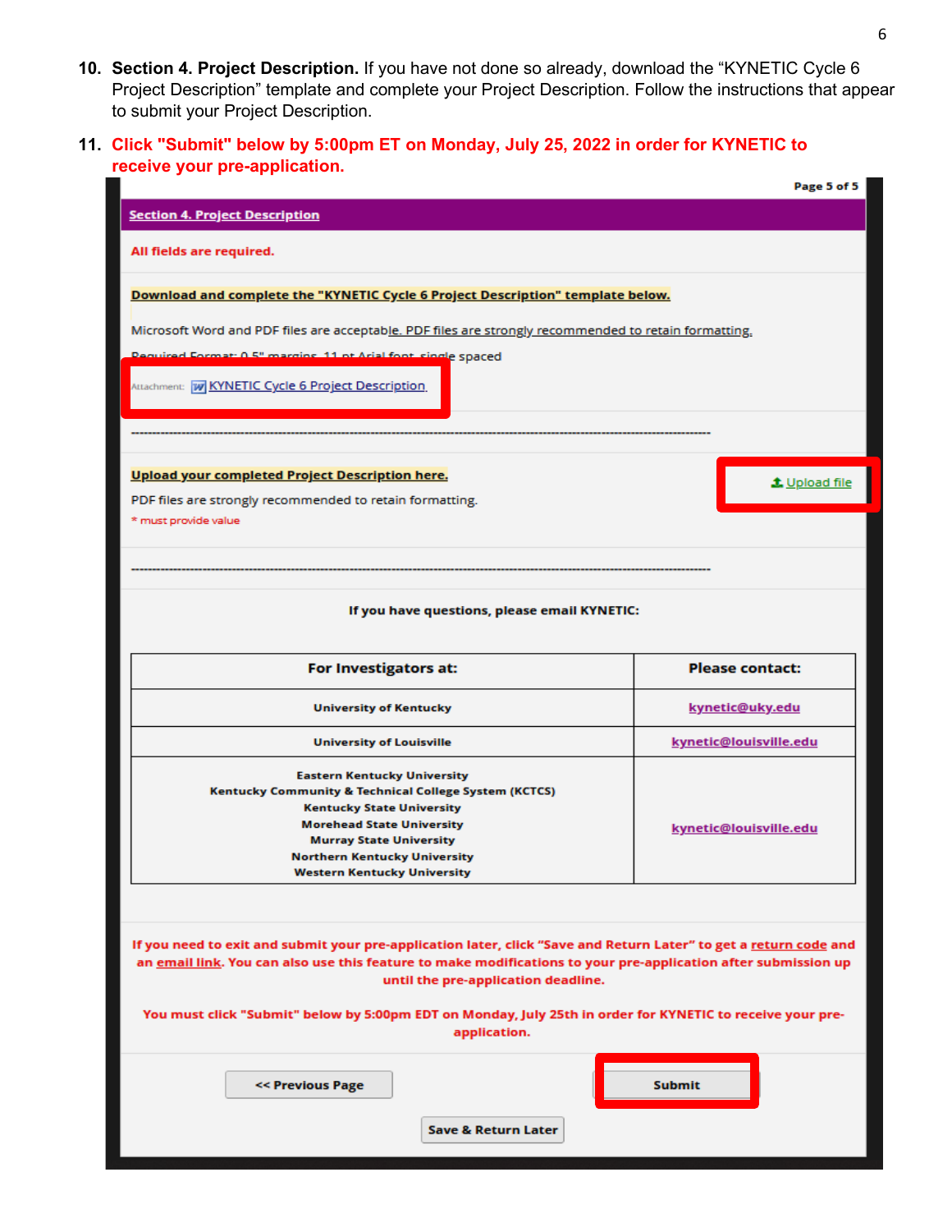10. **Section 4. Project Description.** If you have not done so already, download the "KYNETIC Cycle 6 Project Description" template and complete your Project Description. Follow the instructions that appear to submit your Project Description.

11. **Click "Submit" below by 5:00pm ET on Monday, July 25, 2022 in order for KYNETIC to receive your pre-application.**

Page 5 of 5

**Section 4. Project Description**

**All fields are required.**

**Download and complete the "KYNETIC Cycle 6 Project Description" template below.**

Microsoft Word and PDF files are acceptable. PDF files are strongly recommended to retain formatting.

Required Format: 0.5" margins, 11 pt Arial font, single spaced

Attachment: KYNETIC Cycle 6 Project Description

---

**Upload your completed Project Description here.**

PDF files are strongly recommended to retain formatting.

* must provide value

Upload file

---

**If you have questions, please email KYNETIC:**

| For Investigators at: | Please contact: |
|---|---|
| University of Kentucky | kynetic@uky.edu |
| University of Louisville | kynetic@louisville.edu |
| Eastern Kentucky University<br>Kentucky Community & Technical College System (KCTCS)<br>Kentucky State University<br>Morehead State University<br>Murray State University<br>Northern Kentucky University<br>Western Kentucky University | kynetic@louisville.edu |

**If you need to exit and submit your pre-application later, click "Save and Return Later" to get a return code and an email link. You can also use this feature to make modifications to your pre-application after submission up until the pre-application deadline.**

**You must click "Submit" below by 5:00pm EDT on Monday, July 25th in order for KYNETIC to receive your pre-application.**

<< Previous Page | Submit

Save & Return Later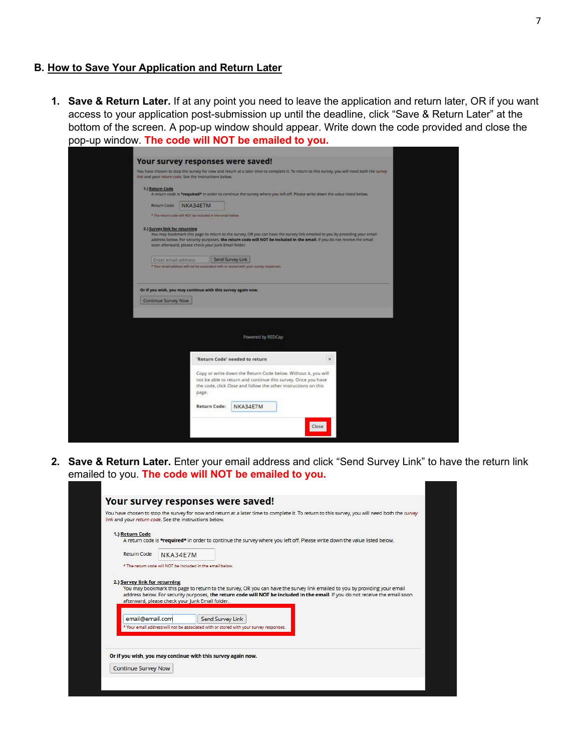## B. How to Save Your Application and Return Later

1. **Save & Return Later.** If at any point you need to leave the application and return later, OR if you want access to your application post-submission up until the deadline, click “Save & Return Later” at the bottom of the screen. A pop-up window should appear. Write down the code provided and close the pop-up window. **The code will NOT be emailed to you.**

2. **Save & Return Later.** Enter your email address and click “Send Survey Link” to have the return link emailed to you. **The code will NOT be emailed to you.**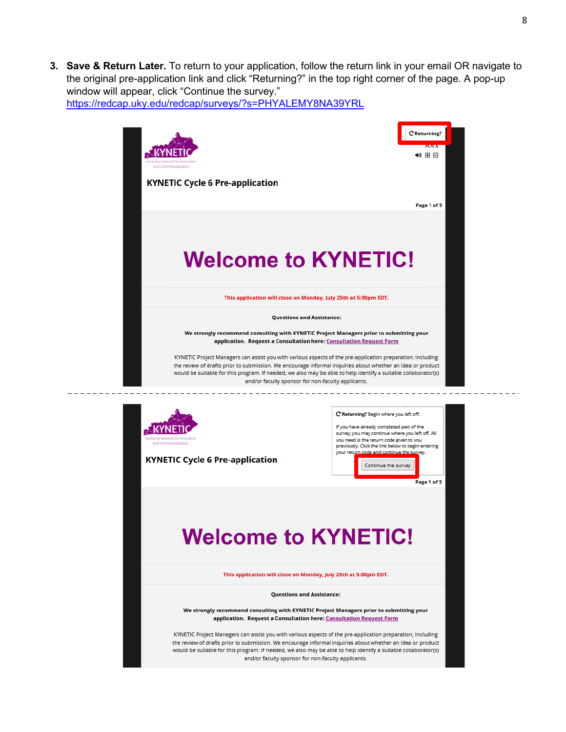3. **Save & Return Later.** To return to your application, follow the return link in your email OR navigate to the original pre-application link and click "Returning?" in the top right corner of the page. A pop-up window will appear, click "Continue the survey."
   https://redcap.uky.edu/redcap/surveys/?s=PHYALEMY8NA39YRL

Returning?

KYNETIC Cycle 6 Pre-application

Page 1 of 5

Welcome to KYNETIC!

This application will close on Monday, July 25th at 5:00pm EDT.

Questions and Assistance:

We strongly recommend consulting with KYNETIC Project Managers prior to submitting your application. Request a Consultation here: Consultation Request Form

KYNETIC Project Managers can assist you with various aspects of the pre-application preparation, including the review of drafts prior to submission. We encourage informal inquiries about whether an idea or product would be suitable for this program. If needed, we also may be able to help identify a suitable collaborator(s) and/or faculty sponsor for non-faculty applicants.

---

Returning? Begin where you left off.

If you have already completed part of the survey, you may continue where you left off. All you need is the return code given to you previously. Click the link below to begin entering your return code and continue the survey.

Continue the survey

KYNETIC Cycle 6 Pre-application

Page 1 of 5

Welcome to KYNETIC!

This application will close on Monday, July 25th at 5:00pm EDT.

Questions and Assistance:

We strongly recommend consulting with KYNETIC Project Managers prior to submitting your application. Request a Consultation here: Consultation Request Form

KYNETIC Project Managers can assist you with various aspects of the pre-application preparation, including the review of drafts prior to submission. We encourage informal inquiries about whether an idea or product would be suitable for this program. If needed, we also may be able to help identify a suitable collaborator(s) and/or faculty sponsor for non-faculty applicants.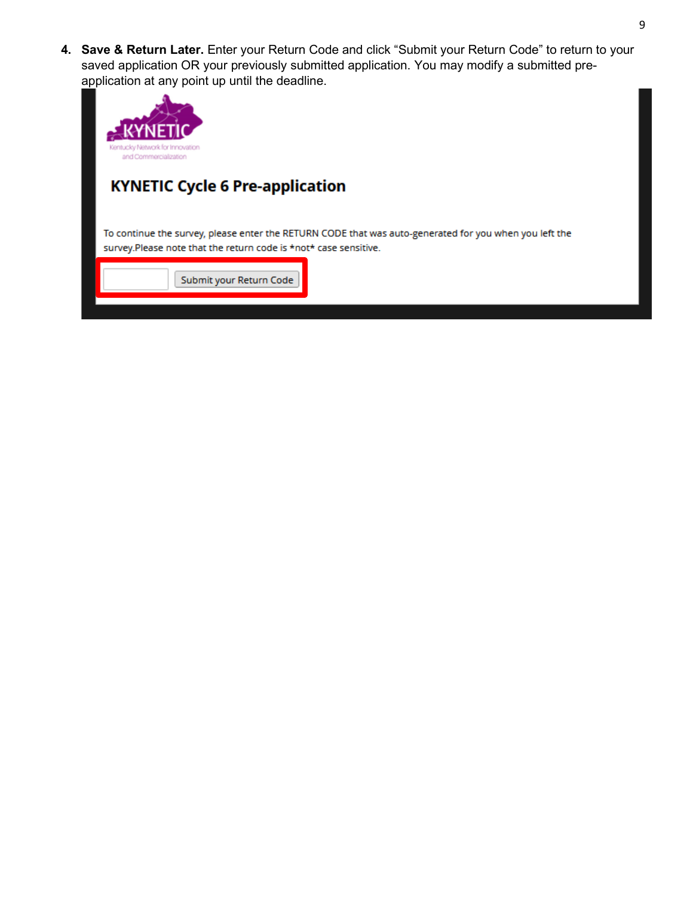4. **Save & Return Later.** Enter your Return Code and click "Submit your Return Code" to return to your saved application OR your previously submitted application. You may modify a submitted pre-application at any point up until the deadline.

KYNETIC
Kentucky Network for Innovation and Commercialization

**KYNETIC Cycle 6 Pre-application**

To continue the survey, please enter the RETURN CODE that was auto-generated for you when you left the survey.Please note that the return code is *not* case sensitive.

Submit your Return Code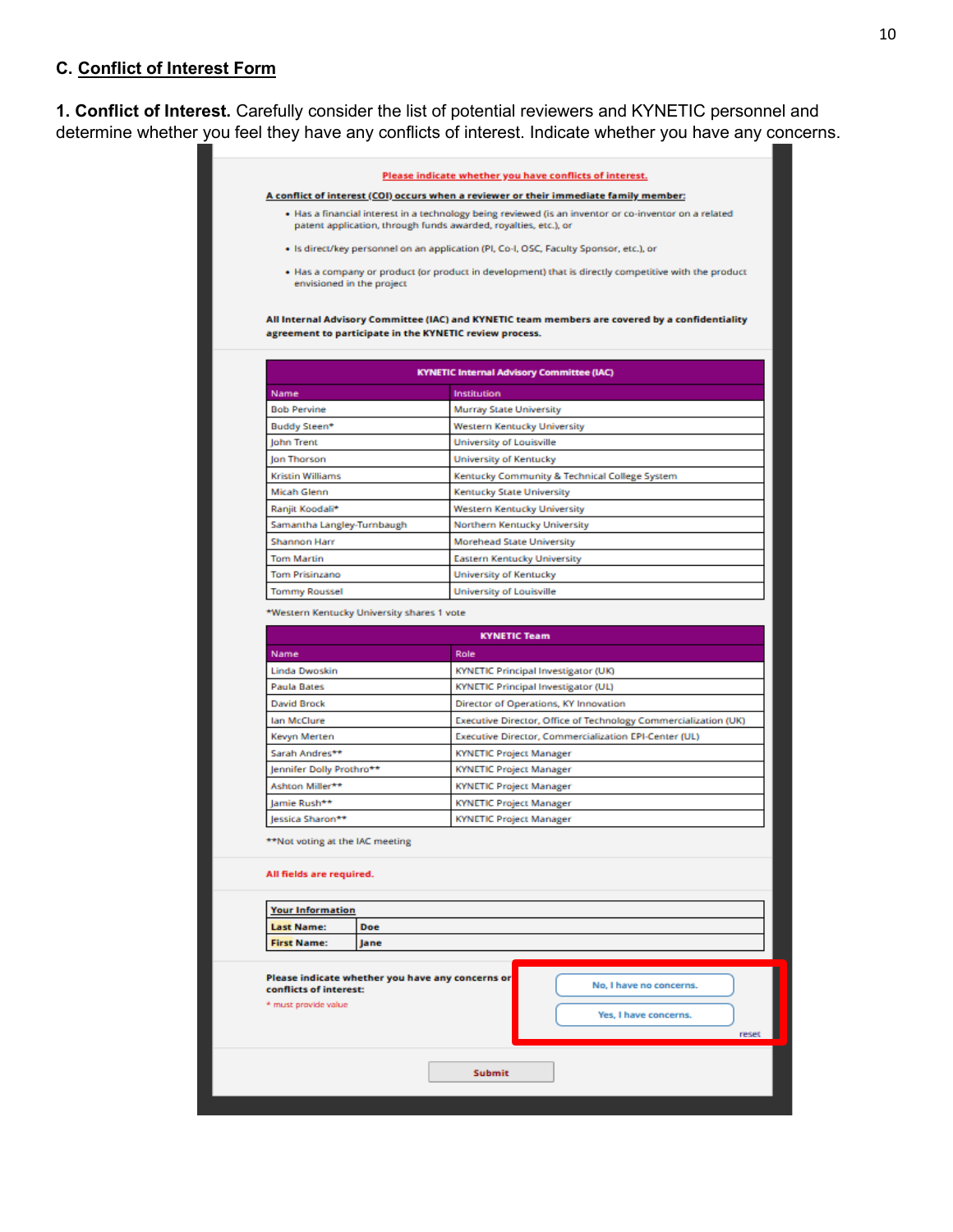### C. Conflict of Interest Form

**1. Conflict of Interest.** Carefully consider the list of potential reviewers and KYNETIC personnel and determine whether you feel they have any conflicts of interest. Indicate whether you have any concerns.

Please indicate whether you have conflicts of interest.

A conflict of interest (COI) occurs when a reviewer or their immediate family member:

- Has a financial interest in a technology being reviewed (is an inventor or co-inventor on a related patent application, through funds awarded, royalties, etc.), or
- Is direct/key personnel on an application (PI, Co-I, OSC, Faculty Sponsor, etc.), or
- Has a company or product (or product in development) that is directly competitive with the product envisioned in the project

**All Internal Advisory Committee (IAC) and KYNETIC team members are covered by a confidentiality agreement to participate in the KYNETIC review process.**

**KYNETIC Internal Advisory Committee (IAC)**

| Name | Institution |
|---|---|
| Bob Pervine | Murray State University |
| Buddy Steen* | Western Kentucky University |
| John Trent | University of Louisville |
| Jon Thorson | University of Kentucky |
| Kristin Williams | Kentucky Community & Technical College System |
| Micah Glenn | Kentucky State University |
| Ranjit Koodali* | Western Kentucky University |
| Samantha Langley-Turnbaugh | Northern Kentucky University |
| Shannon Harr | Morehead State University |
| Tom Martin | Eastern Kentucky University |
| Tom Prisinzano | University of Kentucky |
| Tommy Roussel | University of Louisville |

*Western Kentucky University shares 1 vote

**KYNETIC Team**

| Name | Role |
|---|---|
| Linda Dwoskin | KYNETIC Principal Investigator (UK) |
| Paula Bates | KYNETIC Principal Investigator (UL) |
| David Brock | Director of Operations, KY Innovation |
| Ian McClure | Executive Director, Office of Technology Commercialization (UK) |
| Kevyn Merten | Executive Director, Commercialization EPI-Center (UL) |
| Sarah Andres** | KYNETIC Project Manager |
| Jennifer Dolly Prothro** | KYNETIC Project Manager |
| Ashton Miller** | KYNETIC Project Manager |
| Jamie Rush** | KYNETIC Project Manager |
| Jessica Sharon** | KYNETIC Project Manager |

**Not voting at the IAC meeting

All fields are required.

| Your Information | |
|---|---|
| Last Name: | Doe |
| First Name: | Jane |

**Please indicate whether you have any concerns or conflicts of interest:**

* must provide value

No, I have no concerns.

Yes, I have concerns.

reset

Submit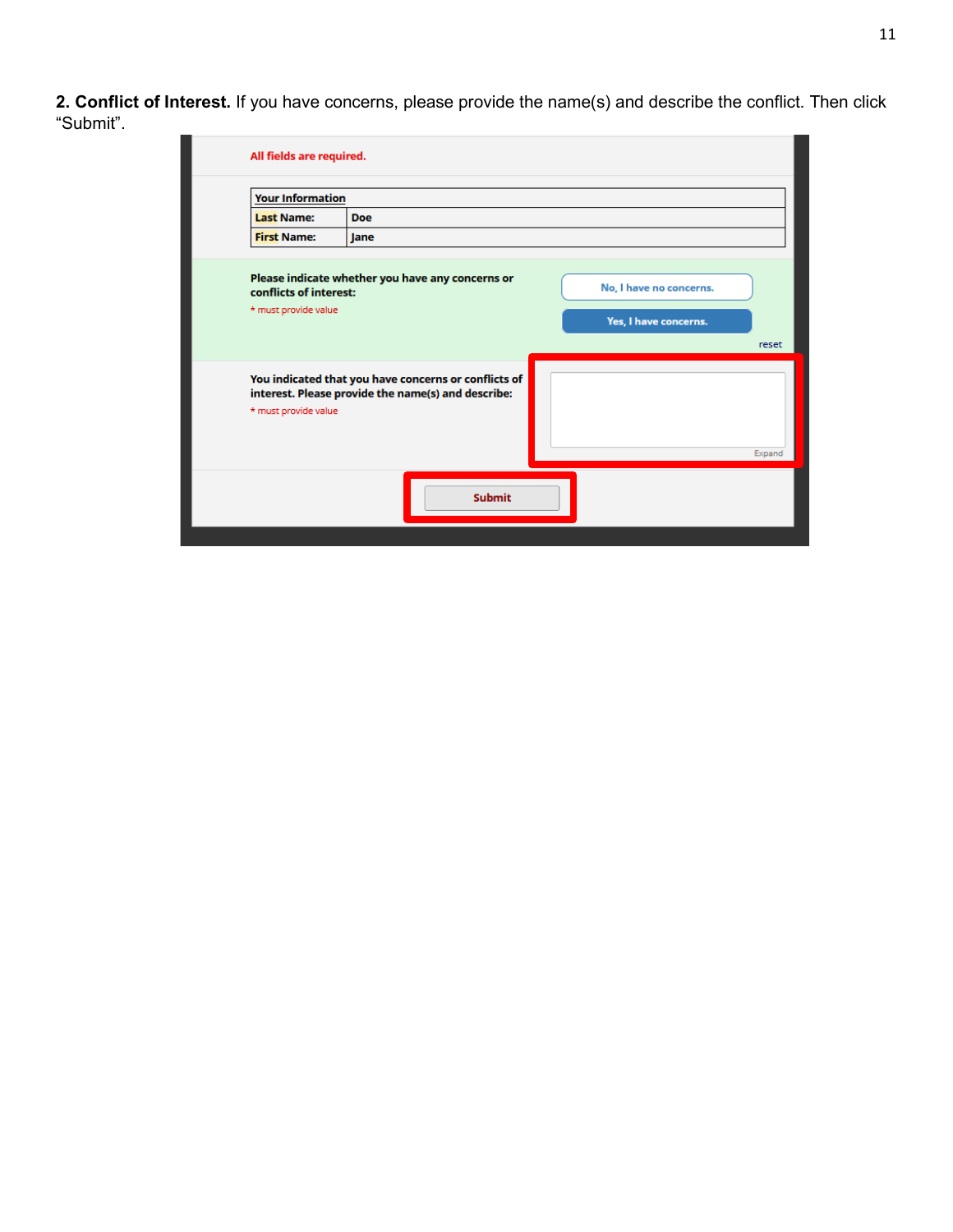**2. Conflict of Interest.** If you have concerns, please provide the name(s) and describe the conflict. Then click "Submit".

All fields are required.

| Your Information | |
|---|---|
| Last Name: | Doe |
| First Name: | Jane |

Please indicate whether you have any concerns or conflicts of interest:
* must provide value

No, I have no concerns.

Yes, I have concerns.

reset

You indicated that you have concerns or conflicts of interest. Please provide the name(s) and describe:
* must provide value

Expand

Submit